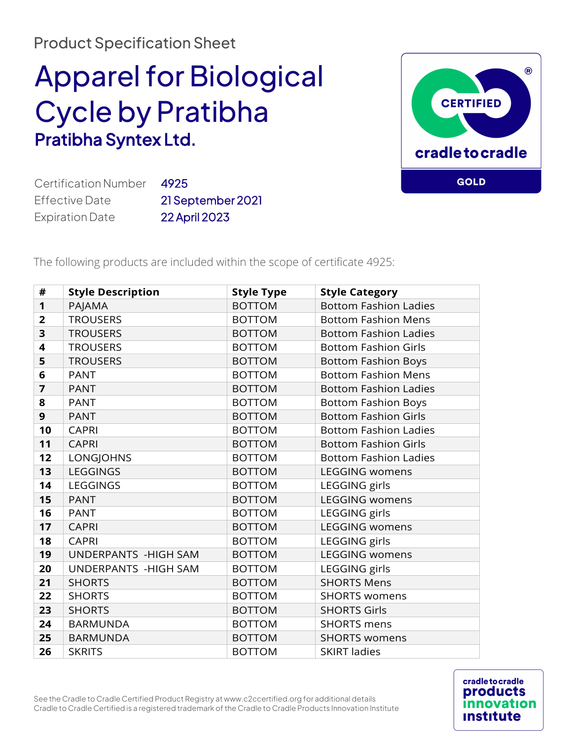Product Specification Sheet

# Apparel for Biological Cycle by Pratibha

## Pratibha Syntex Ltd.

CERTIFIED cradle to cradle GOLD

| | |
|---|---|
| Certification Number | 4925 |
| Effective Date | 21 September 2021 |
| Expiration Date | 22 April 2023 |

The following products are included within the scope of certificate 4925:

| # | Style Description | Style Type | Style Category |
|---|---|---|---|
| 1 | PAJAMA | BOTTOM | Bottom Fashion Ladies |
| 2 | TROUSERS | BOTTOM | Bottom Fashion Mens |
| 3 | TROUSERS | BOTTOM | Bottom Fashion Ladies |
| 4 | TROUSERS | BOTTOM | Bottom Fashion Girls |
| 5 | TROUSERS | BOTTOM | Bottom Fashion Boys |
| 6 | PANT | BOTTOM | Bottom Fashion Mens |
| 7 | PANT | BOTTOM | Bottom Fashion Ladies |
| 8 | PANT | BOTTOM | Bottom Fashion Boys |
| 9 | PANT | BOTTOM | Bottom Fashion Girls |
| 10 | CAPRI | BOTTOM | Bottom Fashion Ladies |
| 11 | CAPRI | BOTTOM | Bottom Fashion Girls |
| 12 | LONGJOHNS | BOTTOM | Bottom Fashion Ladies |
| 13 | LEGGINGS | BOTTOM | LEGGING womens |
| 14 | LEGGINGS | BOTTOM | LEGGING girls |
| 15 | PANT | BOTTOM | LEGGING womens |
| 16 | PANT | BOTTOM | LEGGING girls |
| 17 | CAPRI | BOTTOM | LEGGING womens |
| 18 | CAPRI | BOTTOM | LEGGING girls |
| 19 | UNDERPANTS -HIGH SAM | BOTTOM | LEGGING womens |
| 20 | UNDERPANTS -HIGH SAM | BOTTOM | LEGGING girls |
| 21 | SHORTS | BOTTOM | SHORTS Mens |
| 22 | SHORTS | BOTTOM | SHORTS womens |
| 23 | SHORTS | BOTTOM | SHORTS Girls |
| 24 | BARMUNDA | BOTTOM | SHORTS mens |
| 25 | BARMUNDA | BOTTOM | SHORTS womens |
| 26 | SKRITS | BOTTOM | SKIRT ladies |

See the Cradle to Cradle Certified Product Registry at www.c2ccertified.org for additional details
Cradle to Cradle Certified is a registered trademark of the Cradle to Cradle Products Innovation Institute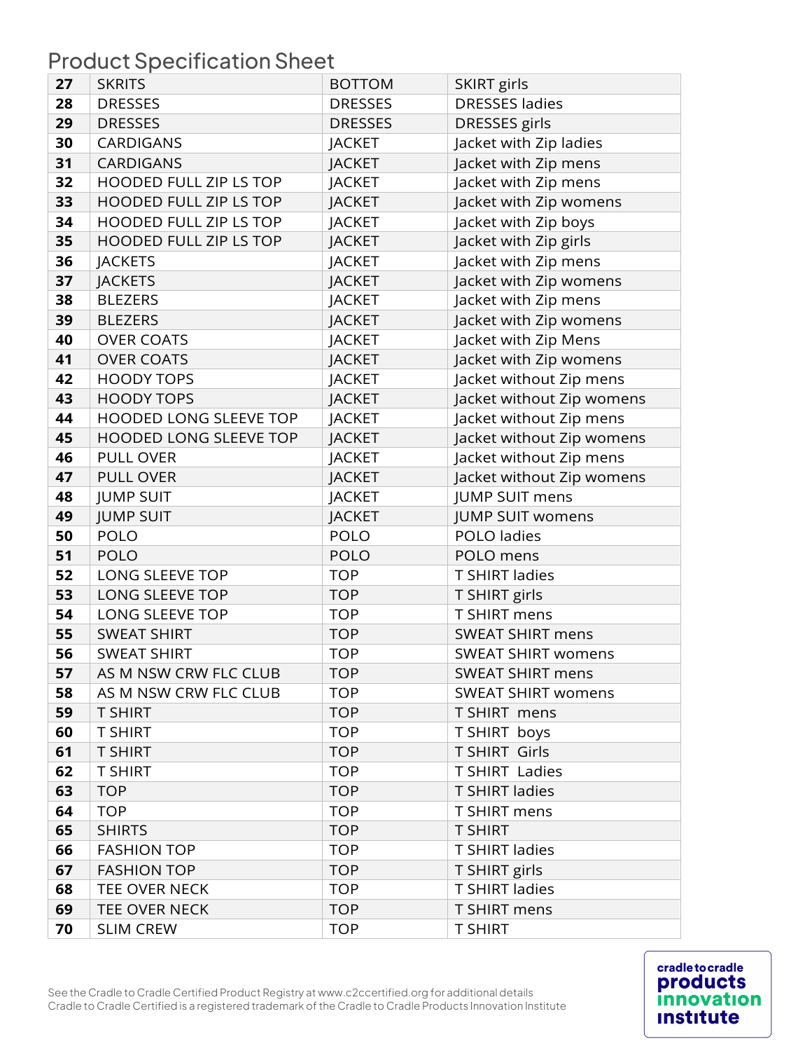## Product Specification Sheet

| | | | |
|---|---|---|---|
| **27** | SKRITS | BOTTOM | SKIRT girls |
| **28** | DRESSES | DRESSES | DRESSES ladies |
| **29** | DRESSES | DRESSES | DRESSES girls |
| **30** | CARDIGANS | JACKET | Jacket with Zip ladies |
| **31** | CARDIGANS | JACKET | Jacket with Zip mens |
| **32** | HOODED FULL ZIP LS TOP | JACKET | Jacket with Zip mens |
| **33** | HOODED FULL ZIP LS TOP | JACKET | Jacket with Zip womens |
| **34** | HOODED FULL ZIP LS TOP | JACKET | Jacket with Zip boys |
| **35** | HOODED FULL ZIP LS TOP | JACKET | Jacket with Zip girls |
| **36** | JACKETS | JACKET | Jacket with Zip mens |
| **37** | JACKETS | JACKET | Jacket with Zip womens |
| **38** | BLEZERS | JACKET | Jacket with Zip mens |
| **39** | BLEZERS | JACKET | Jacket with Zip womens |
| **40** | OVER COATS | JACKET | Jacket with Zip Mens |
| **41** | OVER COATS | JACKET | Jacket with Zip womens |
| **42** | HOODY TOPS | JACKET | Jacket without Zip mens |
| **43** | HOODY TOPS | JACKET | Jacket without Zip womens |
| **44** | HOODED LONG SLEEVE TOP | JACKET | Jacket without Zip mens |
| **45** | HOODED LONG SLEEVE TOP | JACKET | Jacket without Zip womens |
| **46** | PULL OVER | JACKET | Jacket without Zip mens |
| **47** | PULL OVER | JACKET | Jacket without Zip womens |
| **48** | JUMP SUIT | JACKET | JUMP SUIT mens |
| **49** | JUMP SUIT | JACKET | JUMP SUIT womens |
| **50** | POLO | POLO | POLO ladies |
| **51** | POLO | POLO | POLO mens |
| **52** | LONG SLEEVE TOP | TOP | T SHIRT ladies |
| **53** | LONG SLEEVE TOP | TOP | T SHIRT girls |
| **54** | LONG SLEEVE TOP | TOP | T SHIRT mens |
| **55** | SWEAT SHIRT | TOP | SWEAT SHIRT mens |
| **56** | SWEAT SHIRT | TOP | SWEAT SHIRT womens |
| **57** | AS M NSW CRW FLC CLUB | TOP | SWEAT SHIRT mens |
| **58** | AS M NSW CRW FLC CLUB | TOP | SWEAT SHIRT womens |
| **59** | T SHIRT | TOP | T SHIRT mens |
| **60** | T SHIRT | TOP | T SHIRT boys |
| **61** | T SHIRT | TOP | T SHIRT Girls |
| **62** | T SHIRT | TOP | T SHIRT Ladies |
| **63** | TOP | TOP | T SHIRT ladies |
| **64** | TOP | TOP | T SHIRT mens |
| **65** | SHIRTS | TOP | T SHIRT |
| **66** | FASHION TOP | TOP | T SHIRT ladies |
| **67** | FASHION TOP | TOP | T SHIRT girls |
| **68** | TEE OVER NECK | TOP | T SHIRT ladies |
| **69** | TEE OVER NECK | TOP | T SHIRT mens |
| **70** | SLIM CREW | TOP | T SHIRT |

See the Cradle to Cradle Certified Product Registry at www.c2ccertified.org for additional details
Cradle to Cradle Certified is a registered trademark of the Cradle to Cradle Products Innovation Institute

cradle to cradle products innovation institute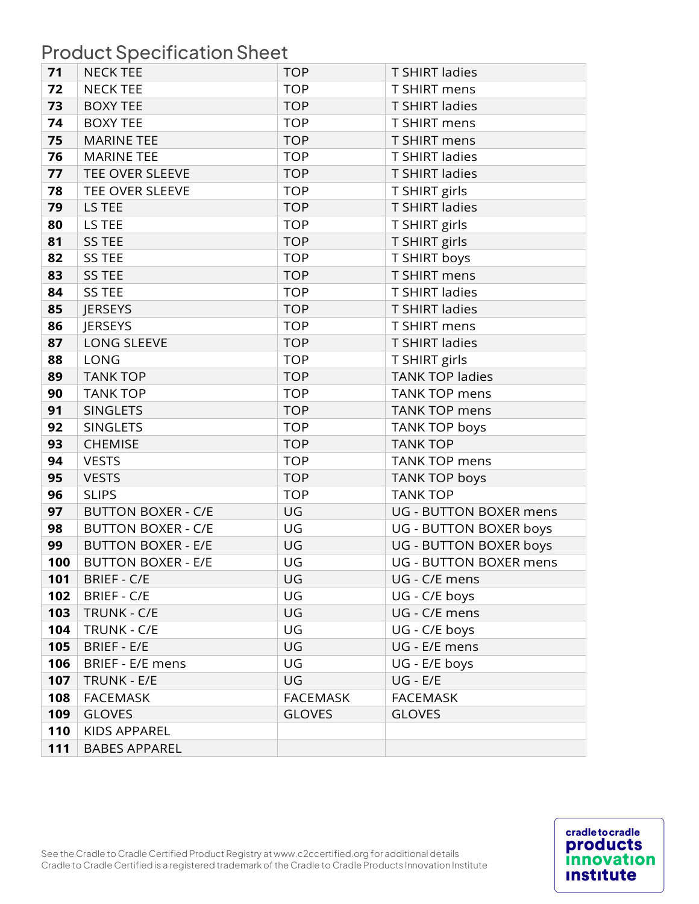## Product Specification Sheet

| | | | |
|---|---|---|---|
| **71** | NECK TEE | TOP | T SHIRT ladies |
| **72** | NECK TEE | TOP | T SHIRT mens |
| **73** | BOXY TEE | TOP | T SHIRT ladies |
| **74** | BOXY TEE | TOP | T SHIRT mens |
| **75** | MARINE TEE | TOP | T SHIRT mens |
| **76** | MARINE TEE | TOP | T SHIRT ladies |
| **77** | TEE OVER SLEEVE | TOP | T SHIRT ladies |
| **78** | TEE OVER SLEEVE | TOP | T SHIRT girls |
| **79** | LS TEE | TOP | T SHIRT ladies |
| **80** | LS TEE | TOP | T SHIRT girls |
| **81** | SS TEE | TOP | T SHIRT girls |
| **82** | SS TEE | TOP | T SHIRT boys |
| **83** | SS TEE | TOP | T SHIRT mens |
| **84** | SS TEE | TOP | T SHIRT ladies |
| **85** | JERSEYS | TOP | T SHIRT ladies |
| **86** | JERSEYS | TOP | T SHIRT mens |
| **87** | LONG SLEEVE | TOP | T SHIRT ladies |
| **88** | LONG | TOP | T SHIRT girls |
| **89** | TANK TOP | TOP | TANK TOP ladies |
| **90** | TANK TOP | TOP | TANK TOP mens |
| **91** | SINGLETS | TOP | TANK TOP mens |
| **92** | SINGLETS | TOP | TANK TOP boys |
| **93** | CHEMISE | TOP | TANK TOP |
| **94** | VESTS | TOP | TANK TOP mens |
| **95** | VESTS | TOP | TANK TOP boys |
| **96** | SLIPS | TOP | TANK TOP |
| **97** | BUTTON BOXER - C/E | UG | UG - BUTTON BOXER mens |
| **98** | BUTTON BOXER - C/E | UG | UG - BUTTON BOXER boys |
| **99** | BUTTON BOXER - E/E | UG | UG - BUTTON BOXER boys |
| **100** | BUTTON BOXER - E/E | UG | UG - BUTTON BOXER mens |
| **101** | BRIEF - C/E | UG | UG - C/E mens |
| **102** | BRIEF - C/E | UG | UG - C/E boys |
| **103** | TRUNK - C/E | UG | UG - C/E mens |
| **104** | TRUNK - C/E | UG | UG - C/E boys |
| **105** | BRIEF - E/E | UG | UG - E/E mens |
| **106** | BRIEF - E/E mens | UG | UG - E/E boys |
| **107** | TRUNK - E/E | UG | UG - E/E |
| **108** | FACEMASK | FACEMASK | FACEMASK |
| **109** | GLOVES | GLOVES | GLOVES |
| **110** | KIDS APPAREL | | |
| **111** | BABES APPAREL | | |

See the Cradle to Cradle Certified Product Registry at www.c2ccertified.org for additional details
Cradle to Cradle Certified is a registered trademark of the Cradle to Cradle Products Innovation Institute

cradle to cradle products innovation institute